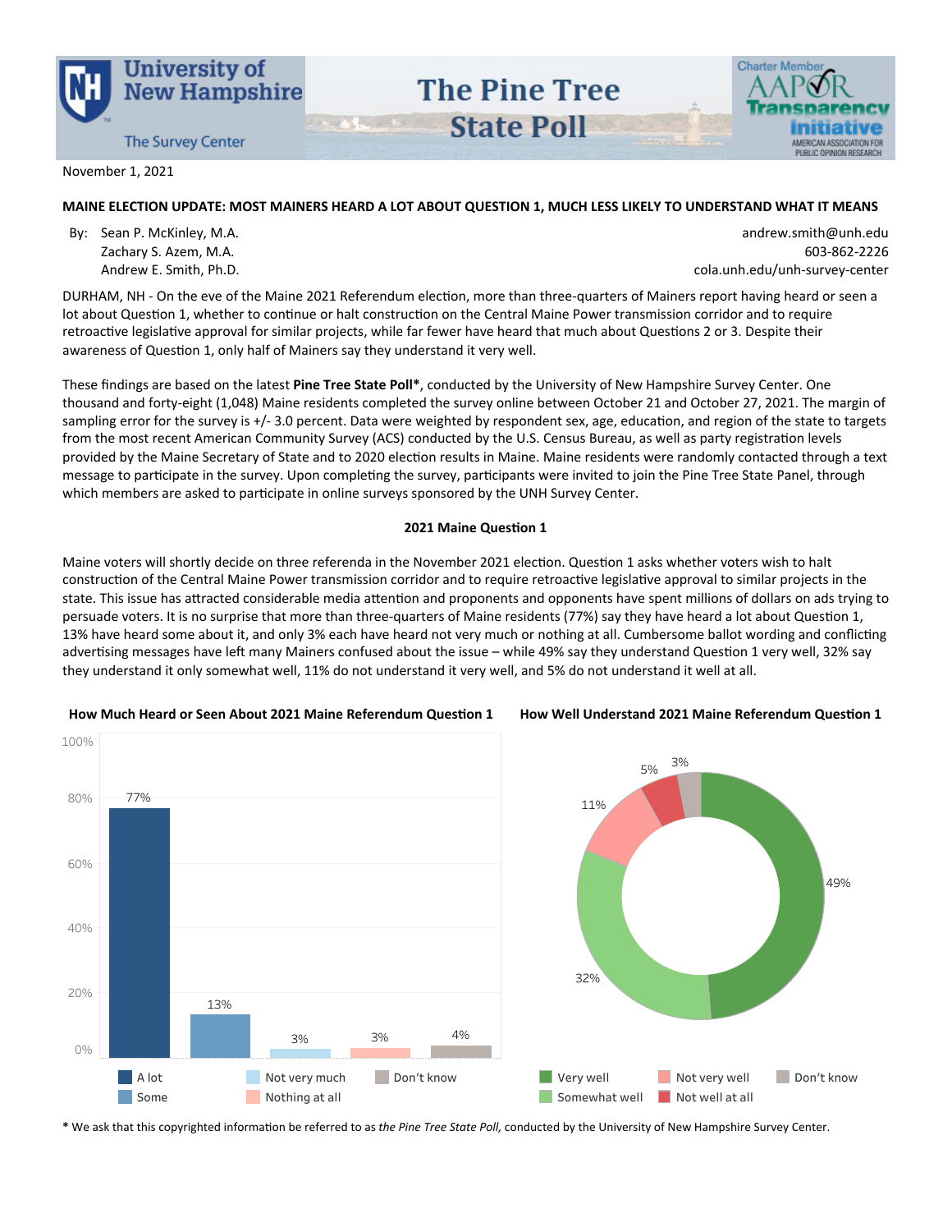University of New Hampshire – The Survey Center

# The Pine Tree State Poll

November 1, 2021

## MAINE ELECTION UPDATE: MOST MAINERS HEARD A LOT ABOUT QUESTION 1, MUCH LESS LIKELY TO UNDERSTAND WHAT IT MEANS

By: Sean P. McKinley, M.A.
Zachary S. Azem, M.A.
Andrew E. Smith, Ph.D.

andrew.smith@unh.edu
603-862-2226
cola.unh.edu/unh-survey-center

DURHAM, NH - On the eve of the Maine 2021 Referendum election, more than three-quarters of Mainers report having heard or seen a lot about Question 1, whether to continue or halt construction on the Central Maine Power transmission corridor and to require retroactive legislative approval for similar projects, while far fewer have heard that much about Questions 2 or 3. Despite their awareness of Question 1, only half of Mainers say they understand it very well.

These findings are based on the latest **Pine Tree State Poll***, conducted by the University of New Hampshire Survey Center. One thousand and forty-eight (1,048) Maine residents completed the survey online between October 21 and October 27, 2021. The margin of sampling error for the survey is +/- 3.0 percent. Data were weighted by respondent sex, age, education, and region of the state to targets from the most recent American Community Survey (ACS) conducted by the U.S. Census Bureau, as well as party registration levels provided by the Maine Secretary of State and to 2020 election results in Maine. Maine residents were randomly contacted through a text message to participate in the survey. Upon completing the survey, participants were invited to join the Pine Tree State Panel, through which members are asked to participate in online surveys sponsored by the UNH Survey Center.

### 2021 Maine Question 1

Maine voters will shortly decide on three referenda in the November 2021 election. Question 1 asks whether voters wish to halt construction of the Central Maine Power transmission corridor and to require retroactive legislative approval to similar projects in the state. This issue has attracted considerable media attention and proponents and opponents have spent millions of dollars on ads trying to persuade voters. It is no surprise that more than three-quarters of Maine residents (77%) say they have heard a lot about Question 1, 13% have heard some about it, and only 3% each have heard not very much or nothing at all. Cumbersome ballot wording and conflicting advertising messages have left many Mainers confused about the issue – while 49% say they understand Question 1 very well, 32% say they understand it only somewhat well, 11% do not understand it very well, and 5% do not understand it well at all.

**How Much Heard or Seen About 2021 Maine Referendum Question 1**

| Response | Percent |
|---|---|
| A lot | 77% |
| Some | 13% |
| Not very much | 3% |
| Nothing at all | 3% |
| Don't know | 4% |

**How Well Understand 2021 Maine Referendum Question 1**

| Response | Percent |
|---|---|
| Very well | 49% |
| Somewhat well | 32% |
| Not very well | 11% |
| Not well at all | 5% |
| Don't know | 3% |

\* We ask that this copyrighted information be referred to as *the Pine Tree State Poll,* conducted by the University of New Hampshire Survey Center.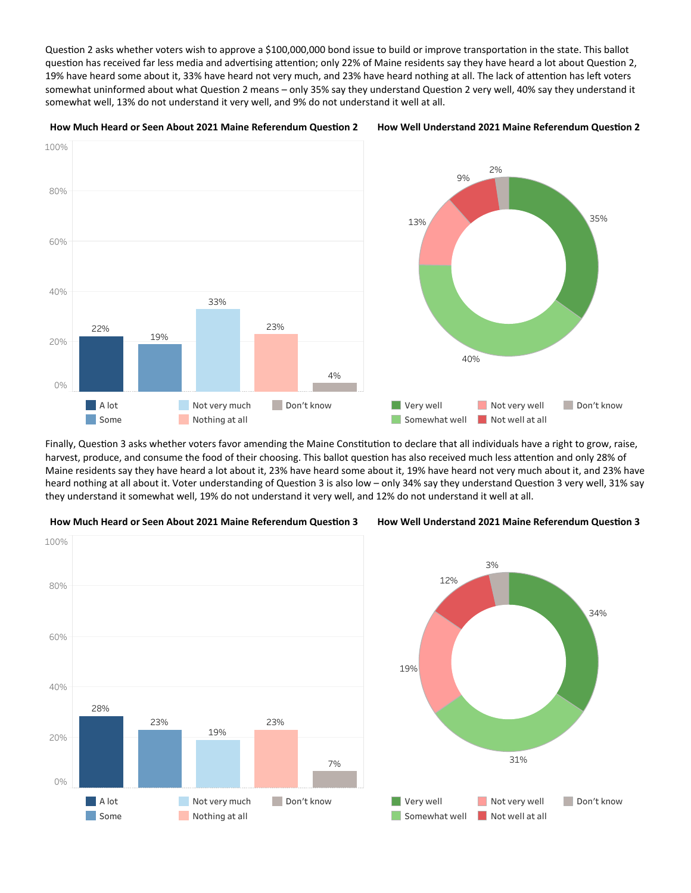Question 2 asks whether voters wish to approve a $100,000,000 bond issue to build or improve transportation in the state. This ballot question has received far less media and advertising attention; only 22% of Maine residents say they have heard a lot about Question 2, 19% have heard some about it, 33% have heard not very much, and 23% have heard nothing at all. The lack of attention has left voters somewhat uninformed about what Question 2 means – only 35% say they understand Question 2 very well, 40% say they understand it somewhat well, 13% do not understand it very well, and 9% do not understand it well at all.

**How Much Heard or Seen About 2021 Maine Referendum Question 2**

| Response | Percent |
| --- | --- |
| A lot | 22% |
| Some | 19% |
| Not very much | 33% |
| Nothing at all | 23% |
| Don't know | 4% |

**How Well Understand 2021 Maine Referendum Question 2**

| Response | Percent |
| --- | --- |
| Very well | 35% |
| Somewhat well | 40% |
| Not very well | 13% |
| Not well at all | 9% |
| Don't know | 2% |

Finally, Question 3 asks whether voters favor amending the Maine Constitution to declare that all individuals have a right to grow, raise, harvest, produce, and consume the food of their choosing. This ballot question has also received much less attention and only 28% of Maine residents say they have heard a lot about it, 23% have heard some about it, 19% have heard not very much about it, and 23% have heard nothing at all about it. Voter understanding of Question 3 is also low – only 34% say they understand Question 3 very well, 31% say they understand it somewhat well, 19% do not understand it very well, and 12% do not understand it well at all.

**How Much Heard or Seen About 2021 Maine Referendum Question 3**

| Response | Percent |
| --- | --- |
| A lot | 28% |
| Some | 23% |
| Not very much | 19% |
| Nothing at all | 23% |
| Don't know | 7% |

**How Well Understand 2021 Maine Referendum Question 3**

| Response | Percent |
| --- | --- |
| Very well | 34% |
| Somewhat well | 31% |
| Not very well | 19% |
| Not well at all | 12% |
| Don't know | 3% |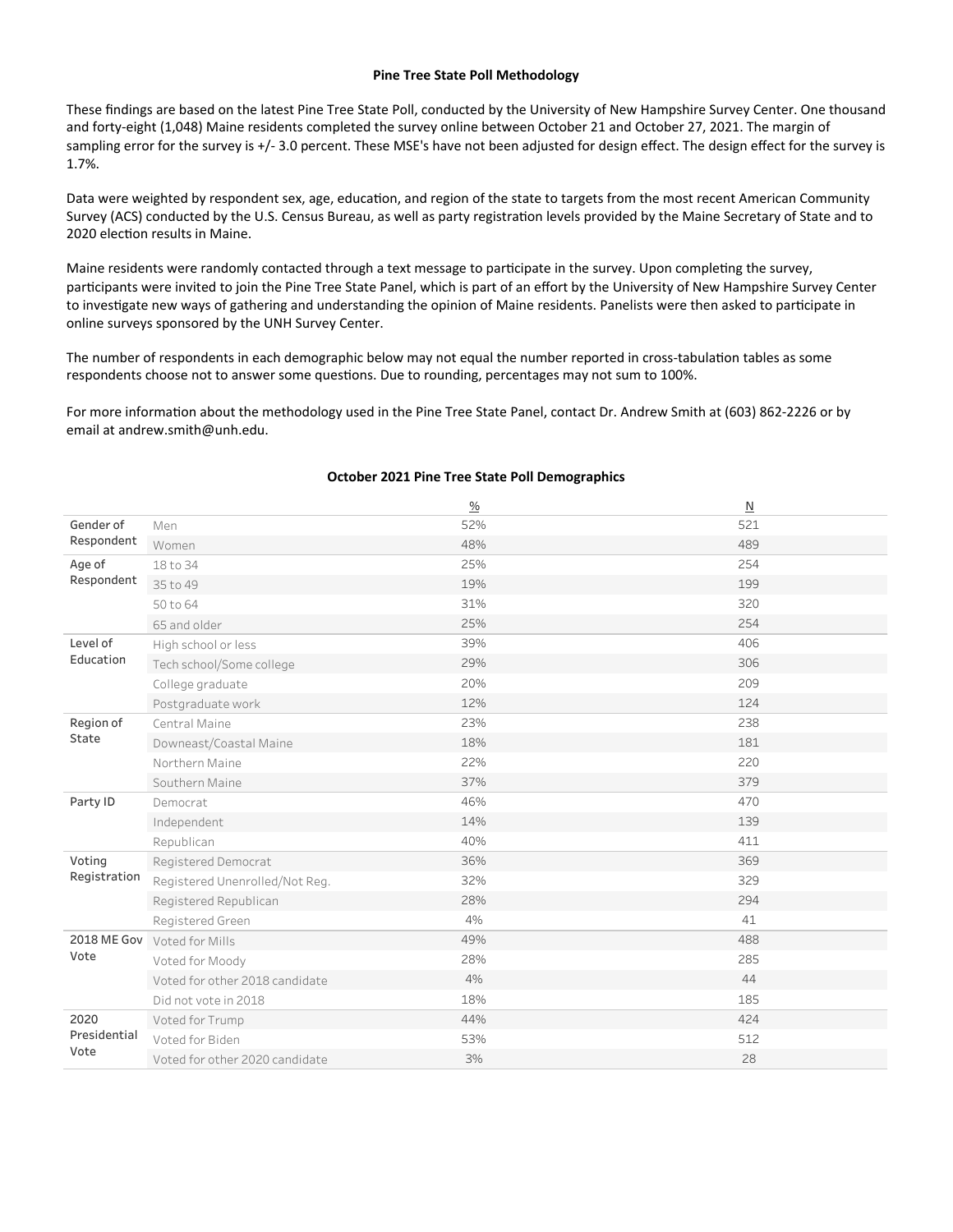**Pine Tree State Poll Methodology**

These findings are based on the latest Pine Tree State Poll, conducted by the University of New Hampshire Survey Center. One thousand and forty-eight (1,048) Maine residents completed the survey online between October 21 and October 27, 2021. The margin of sampling error for the survey is +/- 3.0 percent. These MSE's have not been adjusted for design effect. The design effect for the survey is 1.7%.

Data were weighted by respondent sex, age, education, and region of the state to targets from the most recent American Community Survey (ACS) conducted by the U.S. Census Bureau, as well as party registration levels provided by the Maine Secretary of State and to 2020 election results in Maine.

Maine residents were randomly contacted through a text message to participate in the survey. Upon completing the survey, participants were invited to join the Pine Tree State Panel, which is part of an effort by the University of New Hampshire Survey Center to investigate new ways of gathering and understanding the opinion of Maine residents. Panelists were then asked to participate in online surveys sponsored by the UNH Survey Center.

The number of respondents in each demographic below may not equal the number reported in cross-tabulation tables as some respondents choose not to answer some questions. Due to rounding, percentages may not sum to 100%.

For more information about the methodology used in the Pine Tree State Panel, contact Dr. Andrew Smith at (603) 862-2226 or by email at andrew.smith@unh.edu.

**October 2021 Pine Tree State Poll Demographics**

| | | % | N |
|---|---|---|---|
| Gender of Respondent | Men | 52% | 521 |
| | Women | 48% | 489 |
| Age of Respondent | 18 to 34 | 25% | 254 |
| | 35 to 49 | 19% | 199 |
| | 50 to 64 | 31% | 320 |
| | 65 and older | 25% | 254 |
| Level of Education | High school or less | 39% | 406 |
| | Tech school/Some college | 29% | 306 |
| | College graduate | 20% | 209 |
| | Postgraduate work | 12% | 124 |
| Region of State | Central Maine | 23% | 238 |
| | Downeast/Coastal Maine | 18% | 181 |
| | Northern Maine | 22% | 220 |
| | Southern Maine | 37% | 379 |
| Party ID | Democrat | 46% | 470 |
| | Independent | 14% | 139 |
| | Republican | 40% | 411 |
| Voting Registration | Registered Democrat | 36% | 369 |
| | Registered Unenrolled/Not Reg. | 32% | 329 |
| | Registered Republican | 28% | 294 |
| | Registered Green | 4% | 41 |
| 2018 ME Gov Vote | Voted for Mills | 49% | 488 |
| | Voted for Moody | 28% | 285 |
| | Voted for other 2018 candidate | 4% | 44 |
| | Did not vote in 2018 | 18% | 185 |
| 2020 Presidential Vote | Voted for Trump | 44% | 424 |
| | Voted for Biden | 53% | 512 |
| | Voted for other 2020 candidate | 3% | 28 |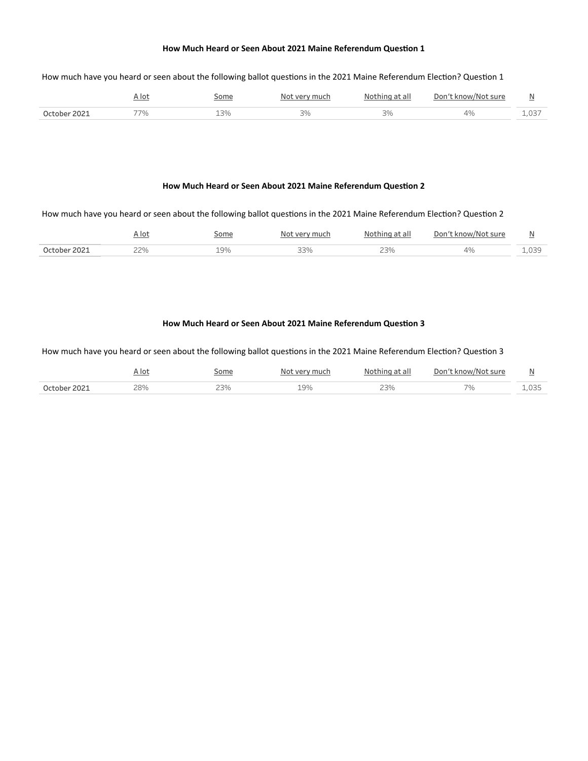### How Much Heard or Seen About 2021 Maine Referendum Question 1

How much have you heard or seen about the following ballot questions in the 2021 Maine Referendum Election? Question 1

| | A lot | Some | Not very much | Nothing at all | Don't know/Not sure | N |
|---|---|---|---|---|---|---|
| October 2021 | 77% | 13% | 3% | 3% | 4% | 1,037 |

### How Much Heard or Seen About 2021 Maine Referendum Question 2

How much have you heard or seen about the following ballot questions in the 2021 Maine Referendum Election? Question 2

| | A lot | Some | Not very much | Nothing at all | Don't know/Not sure | N |
|---|---|---|---|---|---|---|
| October 2021 | 22% | 19% | 33% | 23% | 4% | 1,039 |

### How Much Heard or Seen About 2021 Maine Referendum Question 3

How much have you heard or seen about the following ballot questions in the 2021 Maine Referendum Election? Question 3

| | A lot | Some | Not very much | Nothing at all | Don't know/Not sure | N |
|---|---|---|---|---|---|---|
| October 2021 | 28% | 23% | 19% | 23% | 7% | 1,035 |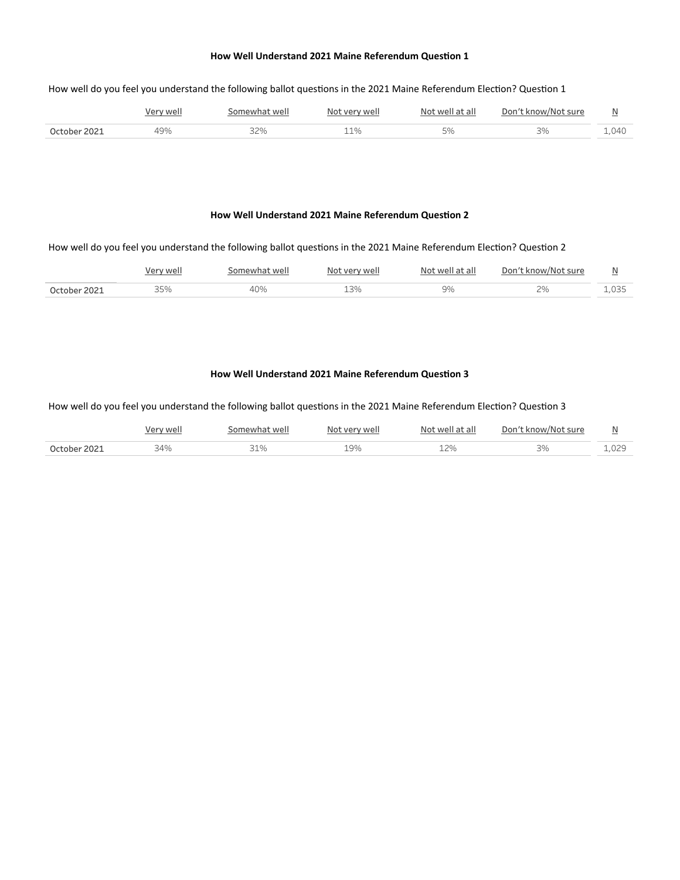### How Well Understand 2021 Maine Referendum Question 1

How well do you feel you understand the following ballot questions in the 2021 Maine Referendum Election? Question 1

| | Very well | Somewhat well | Not very well | Not well at all | Don't know/Not sure | N |
|---|---|---|---|---|---|---|
| October 2021 | 49% | 32% | 11% | 5% | 3% | 1,040 |

### How Well Understand 2021 Maine Referendum Question 2

How well do you feel you understand the following ballot questions in the 2021 Maine Referendum Election? Question 2

| | Very well | Somewhat well | Not very well | Not well at all | Don't know/Not sure | N |
|---|---|---|---|---|---|---|
| October 2021 | 35% | 40% | 13% | 9% | 2% | 1,035 |

### How Well Understand 2021 Maine Referendum Question 3

How well do you feel you understand the following ballot questions in the 2021 Maine Referendum Election? Question 3

| | Very well | Somewhat well | Not very well | Not well at all | Don't know/Not sure | N |
|---|---|---|---|---|---|---|
| October 2021 | 34% | 31% | 19% | 12% | 3% | 1,029 |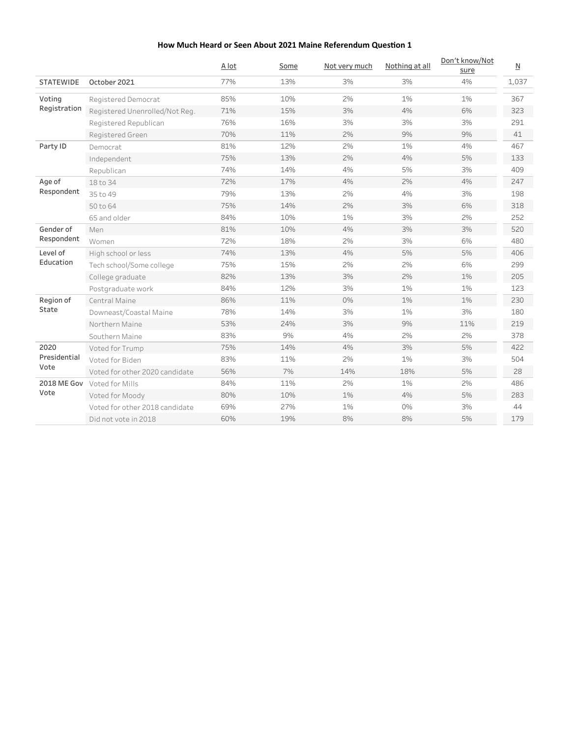**How Much Heard or Seen About 2021 Maine Referendum Question 1**

| | | A lot | Some | Not very much | Nothing at all | Don't know/Not sure | N |
|---|---|---|---|---|---|---|---|
| STATEWIDE | October 2021 | 77% | 13% | 3% | 3% | 4% | 1,037 |
| Voting Registration | Registered Democrat | 85% | 10% | 2% | 1% | 1% | 367 |
| | Registered Unenrolled/Not Reg. | 71% | 15% | 3% | 4% | 6% | 323 |
| | Registered Republican | 76% | 16% | 3% | 3% | 3% | 291 |
| | Registered Green | 70% | 11% | 2% | 9% | 9% | 41 |
| Party ID | Democrat | 81% | 12% | 2% | 1% | 4% | 467 |
| | Independent | 75% | 13% | 2% | 4% | 5% | 133 |
| | Republican | 74% | 14% | 4% | 5% | 3% | 409 |
| Age of Respondent | 18 to 34 | 72% | 17% | 4% | 2% | 4% | 247 |
| | 35 to 49 | 79% | 13% | 2% | 4% | 3% | 198 |
| | 50 to 64 | 75% | 14% | 2% | 3% | 6% | 318 |
| | 65 and older | 84% | 10% | 1% | 3% | 2% | 252 |
| Gender of Respondent | Men | 81% | 10% | 4% | 3% | 3% | 520 |
| | Women | 72% | 18% | 2% | 3% | 6% | 480 |
| Level of Education | High school or less | 74% | 13% | 4% | 5% | 5% | 406 |
| | Tech school/Some college | 75% | 15% | 2% | 2% | 6% | 299 |
| | College graduate | 82% | 13% | 3% | 2% | 1% | 205 |
| | Postgraduate work | 84% | 12% | 3% | 1% | 1% | 123 |
| Region of State | Central Maine | 86% | 11% | 0% | 1% | 1% | 230 |
| | Downeast/Coastal Maine | 78% | 14% | 3% | 1% | 3% | 180 |
| | Northern Maine | 53% | 24% | 3% | 9% | 11% | 219 |
| | Southern Maine | 83% | 9% | 4% | 2% | 2% | 378 |
| 2020 Presidential Vote | Voted for Trump | 75% | 14% | 4% | 3% | 5% | 422 |
| | Voted for Biden | 83% | 11% | 2% | 1% | 3% | 504 |
| | Voted for other 2020 candidate | 56% | 7% | 14% | 18% | 5% | 28 |
| 2018 ME Gov Vote | Voted for Mills | 84% | 11% | 2% | 1% | 2% | 486 |
| | Voted for Moody | 80% | 10% | 1% | 4% | 5% | 283 |
| | Voted for other 2018 candidate | 69% | 27% | 1% | 0% | 3% | 44 |
| | Did not vote in 2018 | 60% | 19% | 8% | 8% | 5% | 179 |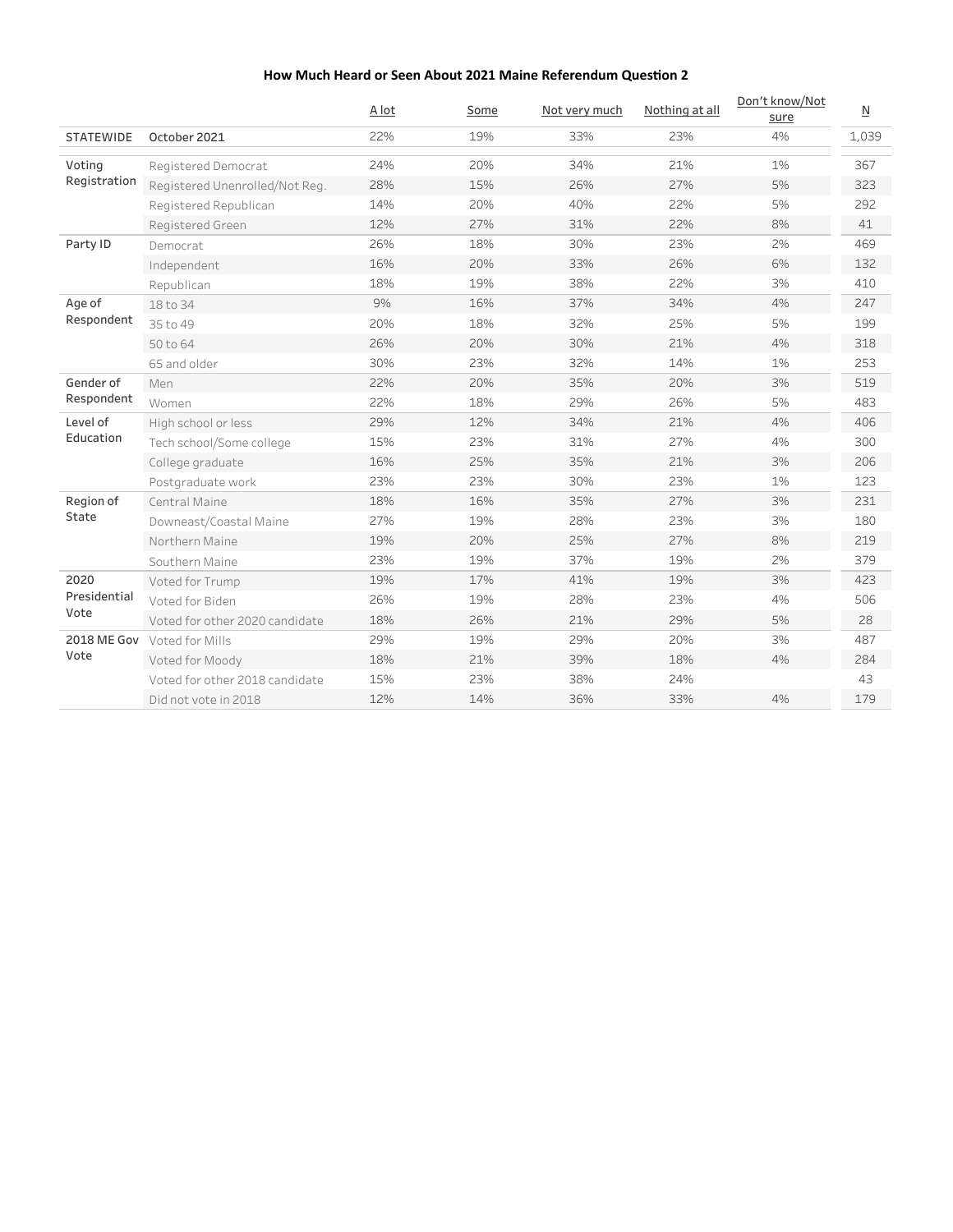**How Much Heard or Seen About 2021 Maine Referendum Question 2**

| | | A lot | Some | Not very much | Nothing at all | Don't know/Not sure | N |
|---|---|---|---|---|---|---|---|
| STATEWIDE | October 2021 | 22% | 19% | 33% | 23% | 4% | 1,039 |
| Voting Registration | Registered Democrat | 24% | 20% | 34% | 21% | 1% | 367 |
| | Registered Unenrolled/Not Reg. | 28% | 15% | 26% | 27% | 5% | 323 |
| | Registered Republican | 14% | 20% | 40% | 22% | 5% | 292 |
| | Registered Green | 12% | 27% | 31% | 22% | 8% | 41 |
| Party ID | Democrat | 26% | 18% | 30% | 23% | 2% | 469 |
| | Independent | 16% | 20% | 33% | 26% | 6% | 132 |
| | Republican | 18% | 19% | 38% | 22% | 3% | 410 |
| Age of Respondent | 18 to 34 | 9% | 16% | 37% | 34% | 4% | 247 |
| | 35 to 49 | 20% | 18% | 32% | 25% | 5% | 199 |
| | 50 to 64 | 26% | 20% | 30% | 21% | 4% | 318 |
| | 65 and older | 30% | 23% | 32% | 14% | 1% | 253 |
| Gender of Respondent | Men | 22% | 20% | 35% | 20% | 3% | 519 |
| | Women | 22% | 18% | 29% | 26% | 5% | 483 |
| Level of Education | High school or less | 29% | 12% | 34% | 21% | 4% | 406 |
| | Tech school/Some college | 15% | 23% | 31% | 27% | 4% | 300 |
| | College graduate | 16% | 25% | 35% | 21% | 3% | 206 |
| | Postgraduate work | 23% | 23% | 30% | 23% | 1% | 123 |
| Region of State | Central Maine | 18% | 16% | 35% | 27% | 3% | 231 |
| | Downeast/Coastal Maine | 27% | 19% | 28% | 23% | 3% | 180 |
| | Northern Maine | 19% | 20% | 25% | 27% | 8% | 219 |
| | Southern Maine | 23% | 19% | 37% | 19% | 2% | 379 |
| 2020 Presidential Vote | Voted for Trump | 19% | 17% | 41% | 19% | 3% | 423 |
| | Voted for Biden | 26% | 19% | 28% | 23% | 4% | 506 |
| | Voted for other 2020 candidate | 18% | 26% | 21% | 29% | 5% | 28 |
| 2018 ME Gov Vote | Voted for Mills | 29% | 19% | 29% | 20% | 3% | 487 |
| | Voted for Moody | 18% | 21% | 39% | 18% | 4% | 284 |
| | Voted for other 2018 candidate | 15% | 23% | 38% | 24% | | 43 |
| | Did not vote in 2018 | 12% | 14% | 36% | 33% | 4% | 179 |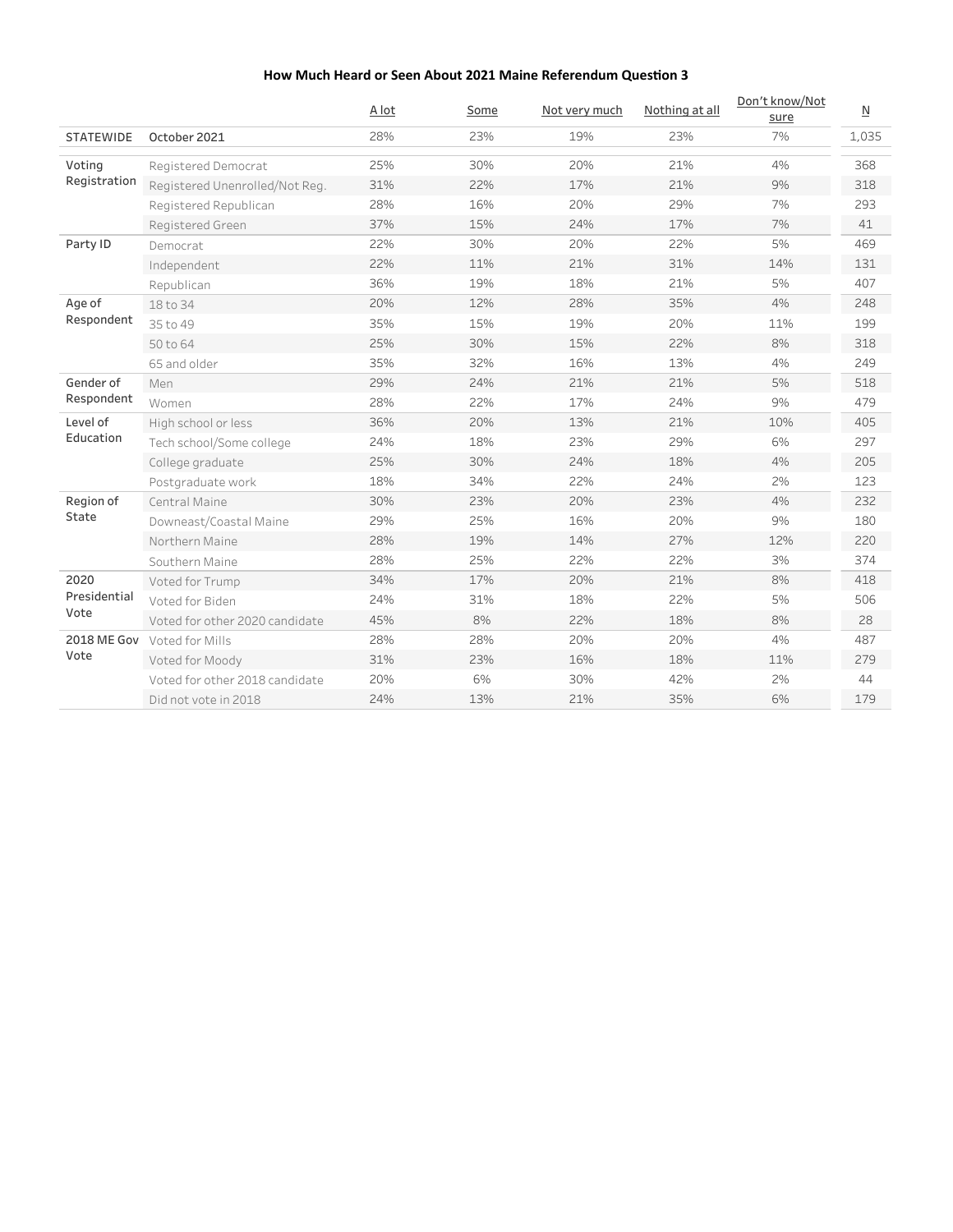**How Much Heard or Seen About 2021 Maine Referendum Question 3**

| | | A lot | Some | Not very much | Nothing at all | Don't know/Not sure | N |
|---|---|---|---|---|---|---|---|
| STATEWIDE | October 2021 | 28% | 23% | 19% | 23% | 7% | 1,035 |
| Voting Registration | Registered Democrat | 25% | 30% | 20% | 21% | 4% | 368 |
| | Registered Unenrolled/Not Reg. | 31% | 22% | 17% | 21% | 9% | 318 |
| | Registered Republican | 28% | 16% | 20% | 29% | 7% | 293 |
| | Registered Green | 37% | 15% | 24% | 17% | 7% | 41 |
| Party ID | Democrat | 22% | 30% | 20% | 22% | 5% | 469 |
| | Independent | 22% | 11% | 21% | 31% | 14% | 131 |
| | Republican | 36% | 19% | 18% | 21% | 5% | 407 |
| Age of Respondent | 18 to 34 | 20% | 12% | 28% | 35% | 4% | 248 |
| | 35 to 49 | 35% | 15% | 19% | 20% | 11% | 199 |
| | 50 to 64 | 25% | 30% | 15% | 22% | 8% | 318 |
| | 65 and older | 35% | 32% | 16% | 13% | 4% | 249 |
| Gender of Respondent | Men | 29% | 24% | 21% | 21% | 5% | 518 |
| | Women | 28% | 22% | 17% | 24% | 9% | 479 |
| Level of Education | High school or less | 36% | 20% | 13% | 21% | 10% | 405 |
| | Tech school/Some college | 24% | 18% | 23% | 29% | 6% | 297 |
| | College graduate | 25% | 30% | 24% | 18% | 4% | 205 |
| | Postgraduate work | 18% | 34% | 22% | 24% | 2% | 123 |
| Region of State | Central Maine | 30% | 23% | 20% | 23% | 4% | 232 |
| | Downeast/Coastal Maine | 29% | 25% | 16% | 20% | 9% | 180 |
| | Northern Maine | 28% | 19% | 14% | 27% | 12% | 220 |
| | Southern Maine | 28% | 25% | 22% | 22% | 3% | 374 |
| 2020 Presidential Vote | Voted for Trump | 34% | 17% | 20% | 21% | 8% | 418 |
| | Voted for Biden | 24% | 31% | 18% | 22% | 5% | 506 |
| | Voted for other 2020 candidate | 45% | 8% | 22% | 18% | 8% | 28 |
| 2018 ME Gov Vote | Voted for Mills | 28% | 28% | 20% | 20% | 4% | 487 |
| | Voted for Moody | 31% | 23% | 16% | 18% | 11% | 279 |
| | Voted for other 2018 candidate | 20% | 6% | 30% | 42% | 2% | 44 |
| | Did not vote in 2018 | 24% | 13% | 21% | 35% | 6% | 179 |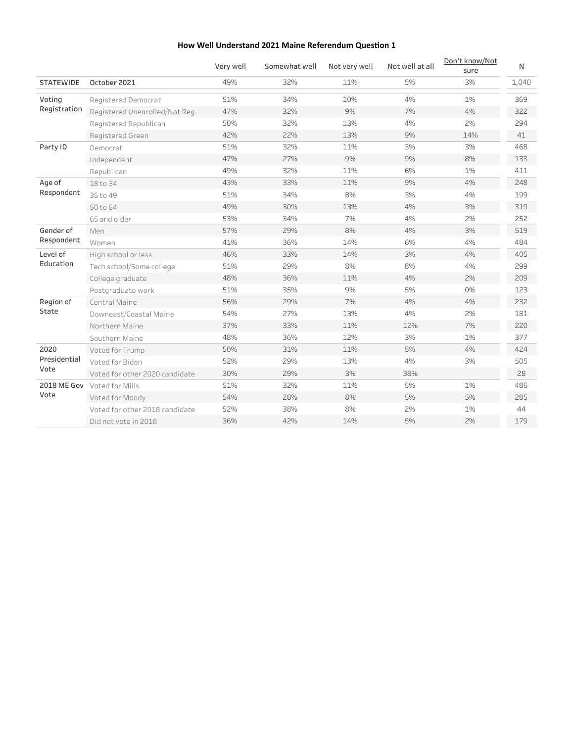**How Well Understand 2021 Maine Referendum Question 1**

| | | Very well | Somewhat well | Not very well | Not well at all | Don't know/Not sure | N |
|---|---|---|---|---|---|---|---|
| STATEWIDE | October 2021 | 49% | 32% | 11% | 5% | 3% | 1,040 |
| Voting Registration | Registered Democrat | 51% | 34% | 10% | 4% | 1% | 369 |
| | Registered Unenrolled/Not Reg. | 47% | 32% | 9% | 7% | 4% | 322 |
| | Registered Republican | 50% | 32% | 13% | 4% | 2% | 294 |
| | Registered Green | 42% | 22% | 13% | 9% | 14% | 41 |
| Party ID | Democrat | 51% | 32% | 11% | 3% | 3% | 468 |
| | Independent | 47% | 27% | 9% | 9% | 8% | 133 |
| | Republican | 49% | 32% | 11% | 6% | 1% | 411 |
| Age of Respondent | 18 to 34 | 43% | 33% | 11% | 9% | 4% | 248 |
| | 35 to 49 | 51% | 34% | 8% | 3% | 4% | 199 |
| | 50 to 64 | 49% | 30% | 13% | 4% | 3% | 319 |
| | 65 and older | 53% | 34% | 7% | 4% | 2% | 252 |
| Gender of Respondent | Men | 57% | 29% | 8% | 4% | 3% | 519 |
| | Women | 41% | 36% | 14% | 6% | 4% | 484 |
| Level of Education | High school or less | 46% | 33% | 14% | 3% | 4% | 405 |
| | Tech school/Some college | 51% | 29% | 8% | 8% | 4% | 299 |
| | College graduate | 48% | 36% | 11% | 4% | 2% | 209 |
| | Postgraduate work | 51% | 35% | 9% | 5% | 0% | 123 |
| Region of State | Central Maine | 56% | 29% | 7% | 4% | 4% | 232 |
| | Downeast/Coastal Maine | 54% | 27% | 13% | 4% | 2% | 181 |
| | Northern Maine | 37% | 33% | 11% | 12% | 7% | 220 |
| | Southern Maine | 48% | 36% | 12% | 3% | 1% | 377 |
| 2020 Presidential Vote | Voted for Trump | 50% | 31% | 11% | 5% | 4% | 424 |
| | Voted for Biden | 52% | 29% | 13% | 4% | 3% | 505 |
| | Voted for other 2020 candidate | 30% | 29% | 3% | 38% | | 28 |
| 2018 ME Gov Vote | Voted for Mills | 51% | 32% | 11% | 5% | 1% | 486 |
| | Voted for Moody | 54% | 28% | 8% | 5% | 5% | 285 |
| | Voted for other 2018 candidate | 52% | 38% | 8% | 2% | 1% | 44 |
| | Did not vote in 2018 | 36% | 42% | 14% | 5% | 2% | 179 |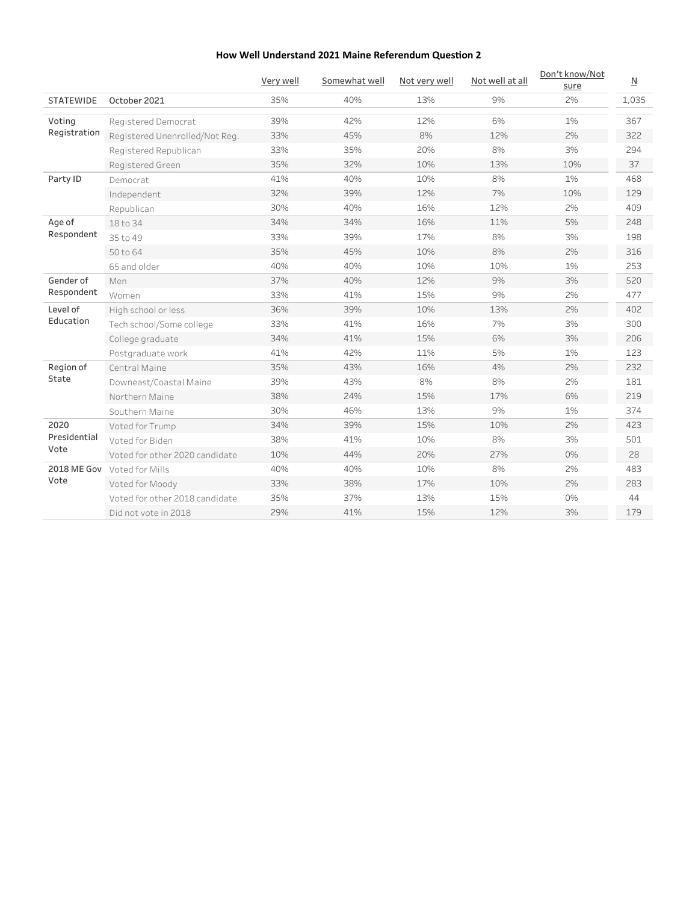## How Well Understand 2021 Maine Referendum Question 2

| | | Very well | Somewhat well | Not very well | Not well at all | Don't know/Not sure | N |
|---|---|---|---|---|---|---|---|
| STATEWIDE | October 2021 | 35% | 40% | 13% | 9% | 2% | 1,035 |
| Voting Registration | Registered Democrat | 39% | 42% | 12% | 6% | 1% | 367 |
| | Registered Unenrolled/Not Reg. | 33% | 45% | 8% | 12% | 2% | 322 |
| | Registered Republican | 33% | 35% | 20% | 8% | 3% | 294 |
| | Registered Green | 35% | 32% | 10% | 13% | 10% | 37 |
| Party ID | Democrat | 41% | 40% | 10% | 8% | 1% | 468 |
| | Independent | 32% | 39% | 12% | 7% | 10% | 129 |
| | Republican | 30% | 40% | 16% | 12% | 2% | 409 |
| Age of Respondent | 18 to 34 | 34% | 34% | 16% | 11% | 5% | 248 |
| | 35 to 49 | 33% | 39% | 17% | 8% | 3% | 198 |
| | 50 to 64 | 35% | 45% | 10% | 8% | 2% | 316 |
| | 65 and older | 40% | 40% | 10% | 10% | 1% | 253 |
| Gender of Respondent | Men | 37% | 40% | 12% | 9% | 3% | 520 |
| | Women | 33% | 41% | 15% | 9% | 2% | 477 |
| Level of Education | High school or less | 36% | 39% | 10% | 13% | 2% | 402 |
| | Tech school/Some college | 33% | 41% | 16% | 7% | 3% | 300 |
| | College graduate | 34% | 41% | 15% | 6% | 3% | 206 |
| | Postgraduate work | 41% | 42% | 11% | 5% | 1% | 123 |
| Region of State | Central Maine | 35% | 43% | 16% | 4% | 2% | 232 |
| | Downeast/Coastal Maine | 39% | 43% | 8% | 8% | 2% | 181 |
| | Northern Maine | 38% | 24% | 15% | 17% | 6% | 219 |
| | Southern Maine | 30% | 46% | 13% | 9% | 1% | 374 |
| 2020 Presidential Vote | Voted for Trump | 34% | 39% | 15% | 10% | 2% | 423 |
| | Voted for Biden | 38% | 41% | 10% | 8% | 3% | 501 |
| | Voted for other 2020 candidate | 10% | 44% | 20% | 27% | 0% | 28 |
| 2018 ME Gov Vote | Voted for Mills | 40% | 40% | 10% | 8% | 2% | 483 |
| | Voted for Moody | 33% | 38% | 17% | 10% | 2% | 283 |
| | Voted for other 2018 candidate | 35% | 37% | 13% | 15% | 0% | 44 |
| | Did not vote in 2018 | 29% | 41% | 15% | 12% | 3% | 179 |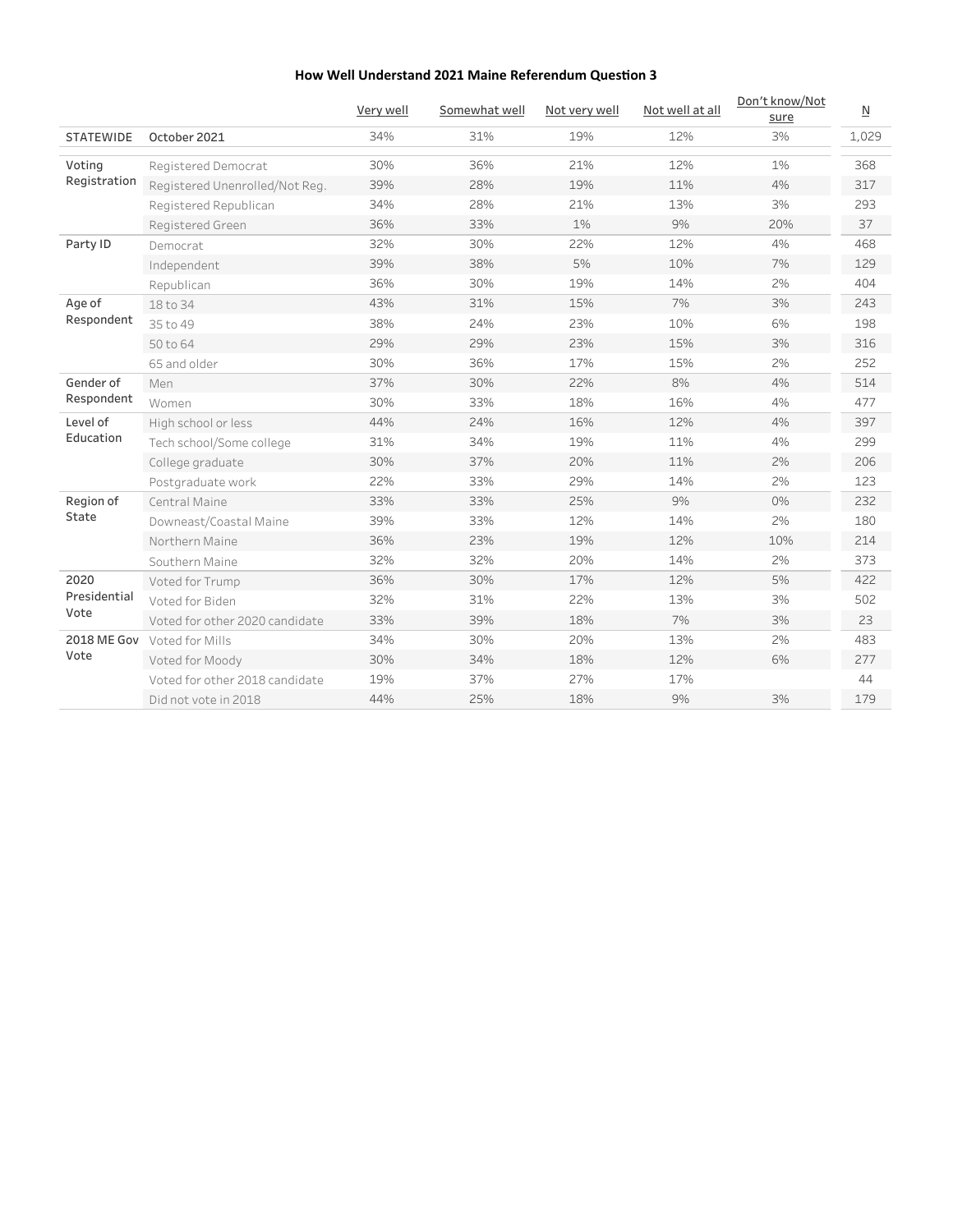# How Well Understand 2021 Maine Referendum Question 3

| | | Very well | Somewhat well | Not very well | Not well at all | Don't know/Not sure | N |
|---|---|---|---|---|---|---|---|
| STATEWIDE | October 2021 | 34% | 31% | 19% | 12% | 3% | 1,029 |
| Voting Registration | Registered Democrat | 30% | 36% | 21% | 12% | 1% | 368 |
| | Registered Unenrolled/Not Reg. | 39% | 28% | 19% | 11% | 4% | 317 |
| | Registered Republican | 34% | 28% | 21% | 13% | 3% | 293 |
| | Registered Green | 36% | 33% | 1% | 9% | 20% | 37 |
| Party ID | Democrat | 32% | 30% | 22% | 12% | 4% | 468 |
| | Independent | 39% | 38% | 5% | 10% | 7% | 129 |
| | Republican | 36% | 30% | 19% | 14% | 2% | 404 |
| Age of Respondent | 18 to 34 | 43% | 31% | 15% | 7% | 3% | 243 |
| | 35 to 49 | 38% | 24% | 23% | 10% | 6% | 198 |
| | 50 to 64 | 29% | 29% | 23% | 15% | 3% | 316 |
| | 65 and older | 30% | 36% | 17% | 15% | 2% | 252 |
| Gender of Respondent | Men | 37% | 30% | 22% | 8% | 4% | 514 |
| | Women | 30% | 33% | 18% | 16% | 4% | 477 |
| Level of Education | High school or less | 44% | 24% | 16% | 12% | 4% | 397 |
| | Tech school/Some college | 31% | 34% | 19% | 11% | 4% | 299 |
| | College graduate | 30% | 37% | 20% | 11% | 2% | 206 |
| | Postgraduate work | 22% | 33% | 29% | 14% | 2% | 123 |
| Region of State | Central Maine | 33% | 33% | 25% | 9% | 0% | 232 |
| | Downeast/Coastal Maine | 39% | 33% | 12% | 14% | 2% | 180 |
| | Northern Maine | 36% | 23% | 19% | 12% | 10% | 214 |
| | Southern Maine | 32% | 32% | 20% | 14% | 2% | 373 |
| 2020 Presidential Vote | Voted for Trump | 36% | 30% | 17% | 12% | 5% | 422 |
| | Voted for Biden | 32% | 31% | 22% | 13% | 3% | 502 |
| | Voted for other 2020 candidate | 33% | 39% | 18% | 7% | 3% | 23 |
| 2018 ME Gov Vote | Voted for Mills | 34% | 30% | 20% | 13% | 2% | 483 |
| | Voted for Moody | 30% | 34% | 18% | 12% | 6% | 277 |
| | Voted for other 2018 candidate | 19% | 37% | 27% | 17% | | 44 |
| | Did not vote in 2018 | 44% | 25% | 18% | 9% | 3% | 179 |